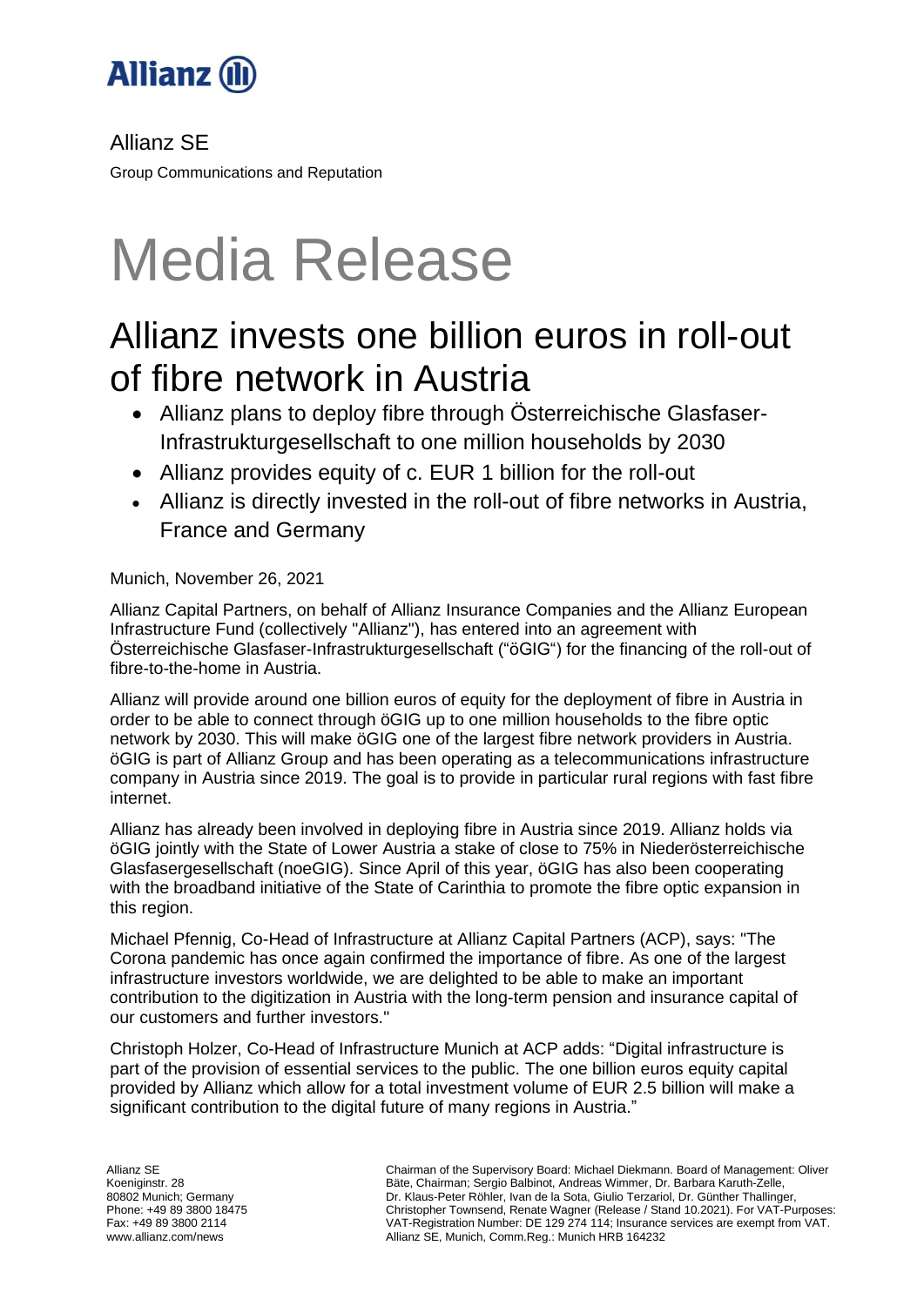Allianz SE

Group Communications and Reputation

# Media Release

## Allianz invests one billion euros in roll-out of fibre network in Austria

- Allianz plans to deploy fibre through Österreichische Glasfaser-Infrastrukturgesellschaft to one million households by 2030
- Allianz provides equity of c. EUR 1 billion for the roll-out
- Allianz is directly invested in the roll-out of fibre networks in Austria, France and Germany

Munich, November 26, 2021

Allianz Capital Partners, on behalf of Allianz Insurance Companies and the Allianz European Infrastructure Fund (collectively "Allianz"), has entered into an agreement with Österreichische Glasfaser-Infrastrukturgesellschaft ("öGIG") for the financing of the roll-out of fibre-to-the-home in Austria.

Allianz will provide around one billion euros of equity for the deployment of fibre in Austria in order to be able to connect through öGIG up to one million households to the fibre optic network by 2030. This will make öGIG one of the largest fibre network providers in Austria. öGIG is part of Allianz Group and has been operating as a telecommunications infrastructure company in Austria since 2019. The goal is to provide in particular rural regions with fast fibre internet.

Allianz has already been involved in deploying fibre in Austria since 2019. Allianz holds via öGIG jointly with the State of Lower Austria a stake of close to 75% in Niederösterreichische Glasfasergesellschaft (noeGIG). Since April of this year, öGIG has also been cooperating with the broadband initiative of the State of Carinthia to promote the fibre optic expansion in this region.

Michael Pfennig, Co-Head of Infrastructure at Allianz Capital Partners (ACP), says: "The Corona pandemic has once again confirmed the importance of fibre. As one of the largest infrastructure investors worldwide, we are delighted to be able to make an important contribution to the digitization in Austria with the long-term pension and insurance capital of our customers and further investors."

Christoph Holzer, Co-Head of Infrastructure Munich at ACP adds: "Digital infrastructure is part of the provision of essential services to the public. The one billion euros equity capital provided by Allianz which allow for a total investment volume of EUR 2.5 billion will make a significant contribution to the digital future of many regions in Austria."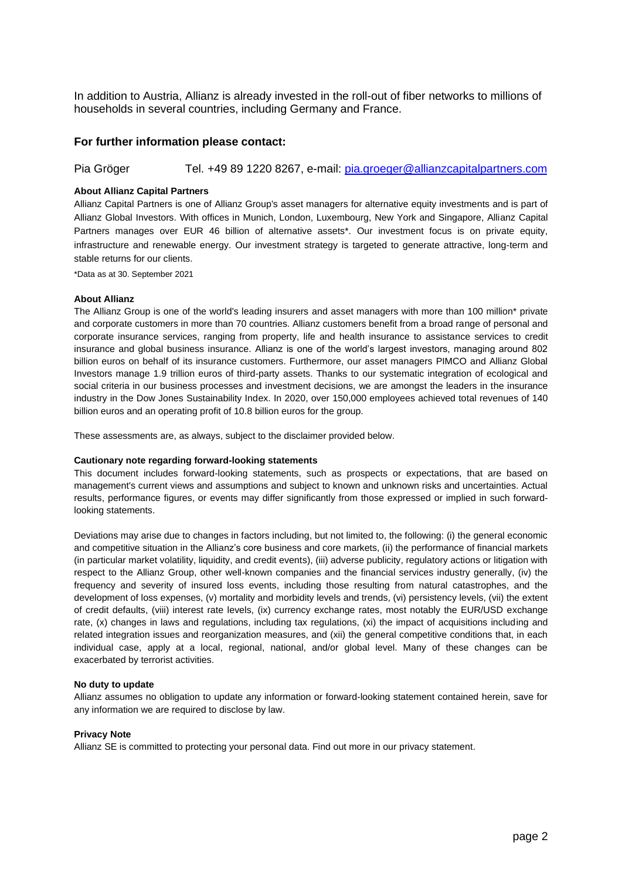In addition to Austria, Allianz is already invested in the roll-out of fiber networks to millions of households in several countries, including Germany and France.

## For further information please contact:

Pia Gröger Tel. +49 89 1220 8267, e-mail: pia.groeger@allianzcapitalpartners.com

**About Allianz Capital Partners**

Allianz Capital Partners is one of Allianz Group's asset managers for alternative equity investments and is part of Allianz Global Investors. With offices in Munich, London, Luxembourg, New York and Singapore, Allianz Capital Partners manages over EUR 46 billion of alternative assets*. Our investment focus is on private equity, infrastructure and renewable energy. Our investment strategy is targeted to generate attractive, long-term and stable returns for our clients.

*Data as at 30. September 2021

**About Allianz**

The Allianz Group is one of the world's leading insurers and asset managers with more than 100 million* private and corporate customers in more than 70 countries. Allianz customers benefit from a broad range of personal and corporate insurance services, ranging from property, life and health insurance to assistance services to credit insurance and global business insurance. Allianz is one of the world's largest investors, managing around 802 billion euros on behalf of its insurance customers. Furthermore, our asset managers PIMCO and Allianz Global Investors manage 1.9 trillion euros of third-party assets. Thanks to our systematic integration of ecological and social criteria in our business processes and investment decisions, we are amongst the leaders in the insurance industry in the Dow Jones Sustainability Index. In 2020, over 150,000 employees achieved total revenues of 140 billion euros and an operating profit of 10.8 billion euros for the group.

These assessments are, as always, subject to the disclaimer provided below.

**Cautionary note regarding forward-looking statements**

This document includes forward-looking statements, such as prospects or expectations, that are based on management's current views and assumptions and subject to known and unknown risks and uncertainties. Actual results, performance figures, or events may differ significantly from those expressed or implied in such forward-looking statements.

Deviations may arise due to changes in factors including, but not limited to, the following: (i) the general economic and competitive situation in the Allianz's core business and core markets, (ii) the performance of financial markets (in particular market volatility, liquidity, and credit events), (iii) adverse publicity, regulatory actions or litigation with respect to the Allianz Group, other well-known companies and the financial services industry generally, (iv) the frequency and severity of insured loss events, including those resulting from natural catastrophes, and the development of loss expenses, (v) mortality and morbidity levels and trends, (vi) persistency levels, (vii) the extent of credit defaults, (viii) interest rate levels, (ix) currency exchange rates, most notably the EUR/USD exchange rate, (x) changes in laws and regulations, including tax regulations, (xi) the impact of acquisitions including and related integration issues and reorganization measures, and (xii) the general competitive conditions that, in each individual case, apply at a local, regional, national, and/or global level. Many of these changes can be exacerbated by terrorist activities.

**No duty to update**

Allianz assumes no obligation to update any information or forward-looking statement contained herein, save for any information we are required to disclose by law.

**Privacy Note**

Allianz SE is committed to protecting your personal data. Find out more in our privacy statement.